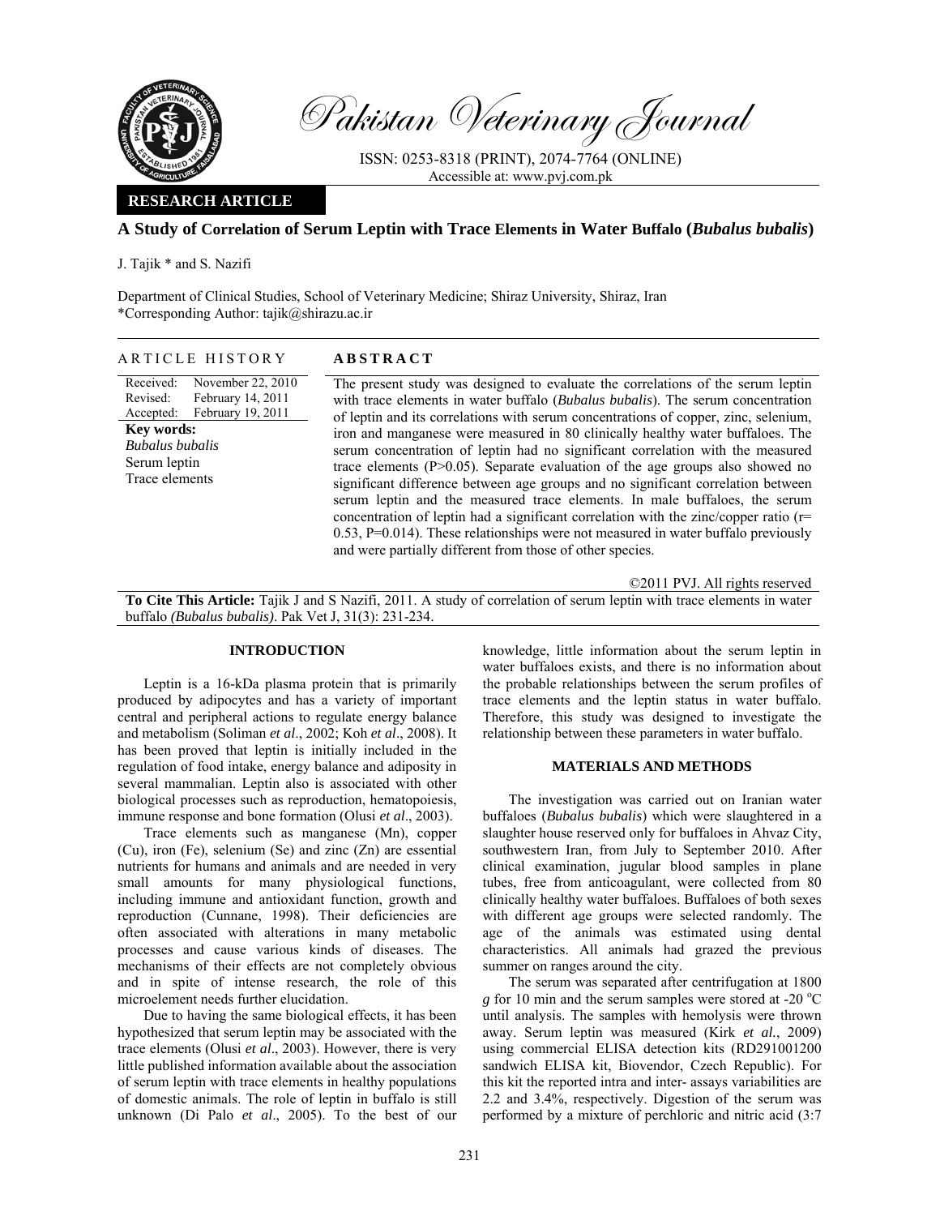# Pakistan Veterinary Journal

ISSN: 0253-8318 (PRINT), 2074-7764 (ONLINE)
Accessible at: www.pvj.com.pk

**RESEARCH ARTICLE**

## A Study of Correlation of Serum Leptin with Trace Elements in Water Buffalo (*Bubalus bubalis*)

J. Tajik * and S. Nazifi

Department of Clinical Studies, School of Veterinary Medicine; Shiraz University, Shiraz, Iran
*Corresponding Author: tajik@shirazu.ac.ir

### ARTICLE HISTORY

Received: November 22, 2010
Revised: February 14, 2011
Accepted: February 19, 2011

**Key words:**
*Bubalus bubalis*
Serum leptin
Trace elements

### ABSTRACT

The present study was designed to evaluate the correlations of the serum leptin with trace elements in water buffalo (*Bubalus bubalis*). The serum concentration of leptin and its correlations with serum concentrations of copper, zinc, selenium, iron and manganese were measured in 80 clinically healthy water buffaloes. The serum concentration of leptin had no significant correlation with the measured trace elements ($P>0.05$). Separate evaluation of the age groups also showed no significant difference between age groups and no significant correlation between serum leptin and the measured trace elements. In male buffaloes, the serum concentration of leptin had a significant correlation with the zinc/copper ratio ($r= 0.53$, $P=0.014$). These relationships were not measured in water buffalo previously and were partially different from those of other species.

©2011 PVJ. All rights reserved

**To Cite This Article:** Tajik J and S Nazifi, 2011. A study of correlation of serum leptin with trace elements in water buffalo *(Bubalus bubalis)*. Pak Vet J, 31(3): 231-234.

## INTRODUCTION

Leptin is a 16-kDa plasma protein that is primarily produced by adipocytes and has a variety of important central and peripheral actions to regulate energy balance and metabolism (Soliman *et al*., 2002; Koh *et al*., 2008). It has been proved that leptin is initially included in the regulation of food intake, energy balance and adiposity in several mammalian. Leptin also is associated with other biological processes such as reproduction, hematopoiesis, immune response and bone formation (Olusi *et al*., 2003).

Trace elements such as manganese (Mn), copper (Cu), iron (Fe), selenium (Se) and zinc (Zn) are essential nutrients for humans and animals and are needed in very small amounts for many physiological functions, including immune and antioxidant function, growth and reproduction (Cunnane, 1998). Their deficiencies are often associated with alterations in many metabolic processes and cause various kinds of diseases. The mechanisms of their effects are not completely obvious and in spite of intense research, the role of this microelement needs further elucidation.

Due to having the same biological effects, it has been hypothesized that serum leptin may be associated with the trace elements (Olusi *et al*., 2003). However, there is very little published information available about the association of serum leptin with trace elements in healthy populations of domestic animals. The role of leptin in buffalo is still unknown (Di Palo *et al*., 2005). To the best of our knowledge, little information about the serum leptin in water buffaloes exists, and there is no information about the probable relationships between the serum profiles of trace elements and the leptin status in water buffalo. Therefore, this study was designed to investigate the relationship between these parameters in water buffalo.

## MATERIALS AND METHODS

The investigation was carried out on Iranian water buffaloes (*Bubalus bubalis*) which were slaughtered in a slaughter house reserved only for buffaloes in Ahvaz City, southwestern Iran, from July to September 2010. After clinical examination, jugular blood samples in plane tubes, free from anticoagulant, were collected from 80 clinically healthy water buffaloes. Buffaloes of both sexes with different age groups were selected randomly. The age of the animals was estimated using dental characteristics. All animals had grazed the previous summer on ranges around the city.

The serum was separated after centrifugation at 1800 *g* for 10 min and the serum samples were stored at -20 °C until analysis. The samples with hemolysis were thrown away. Serum leptin was measured (Kirk *et al.*, 2009) using commercial ELISA detection kits (RD291001200 sandwich ELISA kit, Biovendor, Czech Republic). For this kit the reported intra and inter- assays variabilities are 2.2 and 3.4%, respectively. Digestion of the serum was performed by a mixture of perchloric and nitric acid (3:7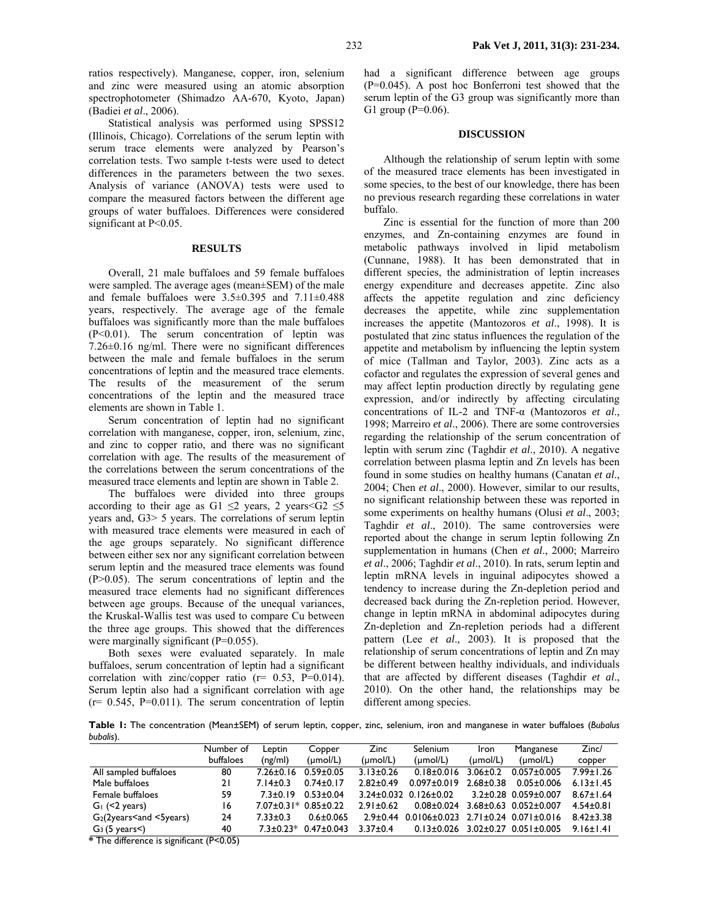ratios respectively). Manganese, copper, iron, selenium and zinc were measured using an atomic absorption spectrophotometer (Shimadzo AA-670, Kyoto, Japan) (Badiei *et al*., 2006).

Statistical analysis was performed using SPSS12 (Illinois, Chicago). Correlations of the serum leptin with serum trace elements were analyzed by Pearson's correlation tests. Two sample t-tests were used to detect differences in the parameters between the two sexes. Analysis of variance (ANOVA) tests were used to compare the measured factors between the different age groups of water buffaloes. Differences were considered significant at $P<0.05$.

## RESULTS

Overall, 21 male buffaloes and 59 female buffaloes were sampled. The average ages (mean±SEM) of the male and female buffaloes were 3.5±0.395 and 7.11±0.488 years, respectively. The average age of the female buffaloes was significantly more than the male buffaloes ($P<0.01$). The serum concentration of leptin was 7.26±0.16 ng/ml. There were no significant differences between the male and female buffaloes in the serum concentrations of leptin and the measured trace elements. The results of the measurement of the serum concentrations of the leptin and the measured trace elements are shown in Table 1.

Serum concentration of leptin had no significant correlation with manganese, copper, iron, selenium, zinc, and zinc to copper ratio, and there was no significant correlation with age. The results of the measurement of the correlations between the serum concentrations of the measured trace elements and leptin are shown in Table 2.

The buffaloes were divided into three groups according to their age as G1 ≤2 years, 2 years<G2 ≤5 years and, G3> 5 years. The correlations of serum leptin with measured trace elements were measured in each of the age groups separately. No significant difference between either sex nor any significant correlation between serum leptin and the measured trace elements was found ($P>0.05$). The serum concentrations of leptin and the measured trace elements had no significant differences between age groups. Because of the unequal variances, the Kruskal-Wallis test was used to compare Cu between the three age groups. This showed that the differences were marginally significant ($P=0.055$).

Both sexes were evaluated separately. In male buffaloes, serum concentration of leptin had a significant correlation with zinc/copper ratio ($r= 0.53$, $P=0.014$). Serum leptin also had a significant correlation with age ($r= 0.545$, $P=0.011$). The serum concentration of leptin had a significant difference between age groups ($P=0.045$). A post hoc Bonferroni test showed that the serum leptin of the G3 group was significantly more than G1 group ($P=0.06$).

## DISCUSSION

Although the relationship of serum leptin with some of the measured trace elements has been investigated in some species, to the best of our knowledge, there has been no previous research regarding these correlations in water buffalo.

Zinc is essential for the function of more than 200 enzymes, and Zn-containing enzymes are found in metabolic pathways involved in lipid metabolism (Cunnane, 1988). It has been demonstrated that in different species, the administration of leptin increases energy expenditure and decreases appetite. Zinc also affects the appetite regulation and zinc deficiency decreases the appetite, while zinc supplementation increases the appetite (Mantozoros *et al*., 1998). It is postulated that zinc status influences the regulation of the appetite and metabolism by influencing the leptin system of mice (Tallman and Taylor, 2003). Zinc acts as a cofactor and regulates the expression of several genes and may affect leptin production directly by regulating gene expression, and/or indirectly by affecting circulating concentrations of IL-2 and TNF-α (Mantozoros *et al*., 1998; Marreiro *et al*., 2006). There are some controversies regarding the relationship of the serum concentration of leptin with serum zinc (Taghdir *et al*., 2010). A negative correlation between plasma leptin and Zn levels has been found in some studies on healthy humans (Canatan *et al*., 2004; Chen *et al*., 2000). However, similar to our results, no significant relationship between these was reported in some experiments on healthy humans (Olusi *et al*., 2003; Taghdir *et al*., 2010). The same controversies were reported about the change in serum leptin following Zn supplementation in humans (Chen *et al*., 2000; Marreiro *et al*., 2006; Taghdir *et al*., 2010). In rats, serum leptin and leptin mRNA levels in inguinal adipocytes showed a tendency to increase during the Zn-depletion period and decreased back during the Zn-repletion period. However, change in leptin mRNA in abdominal adipocytes during Zn-depletion and Zn-repletion periods had a different pattern (Lee *et al*., 2003). It is proposed that the relationship of serum concentrations of leptin and Zn may be different between healthy individuals, and individuals that are affected by different diseases (Taghdir *et al*., 2010). On the other hand, the relationships may be different among species.

**Table 1:** The concentration (Mean±SEM) of serum leptin, copper, zinc, selenium, iron and manganese in water buffaloes (*Bubalus bubalis*).

| | Number of buffaloes | Leptin (ng/ml) | Copper (μmol/L) | Zinc (μmol/L) | Selenium (μmol/L) | Iron (μmol/L) | Manganese (μmol/L) | Zinc/ copper |
|---|---|---|---|---|---|---|---|---|
| All sampled buffaloes | 80 | 7.26±0.16 | 0.59±0.05 | 3.13±0.26 | 0.18±0.016 | 3.06±0.2 | 0.057±0.005 | 7.99±1.26 |
| Male buffaloes | 21 | 7.14±0.3 | 0.74±0.17 | 2.82±0.49 | 0.097±0.019 | 2.68±0.38 | 0.05±0.006 | 6.13±1.45 |
| Female buffaloes | 59 | 7.3±0.19 | 0.53±0.04 | 3.24±0.032 | 0.126±0.02 | 3.2±0.28 | 0.059±0.007 | 8.67±1.64 |
| $G_1$ (<2 years) | 16 | 7.07±0.31* | 0.85±0.22 | 2.91±0.62 | 0.08±0.024 | 3.68±0.63 | 0.052±0.007 | 4.54±0.81 |
| $G_2$(2years<and <5years) | 24 | 7.33±0.3 | 0.6±0.065 | 2.9±0.44 | 0.0106±0.023 | 2.71±0.24 | 0.071±0.016 | 8.42±3.38 |
| $G_3$ (5 years<) | 40 | 7.3±0.23* | 0.47±0.043 | 3.37±0.4 | 0.13±0.026 | 3.02±0.27 | 0.051±0.005 | 9.16±1.41 |

\* The difference is significant ($P<0.05$)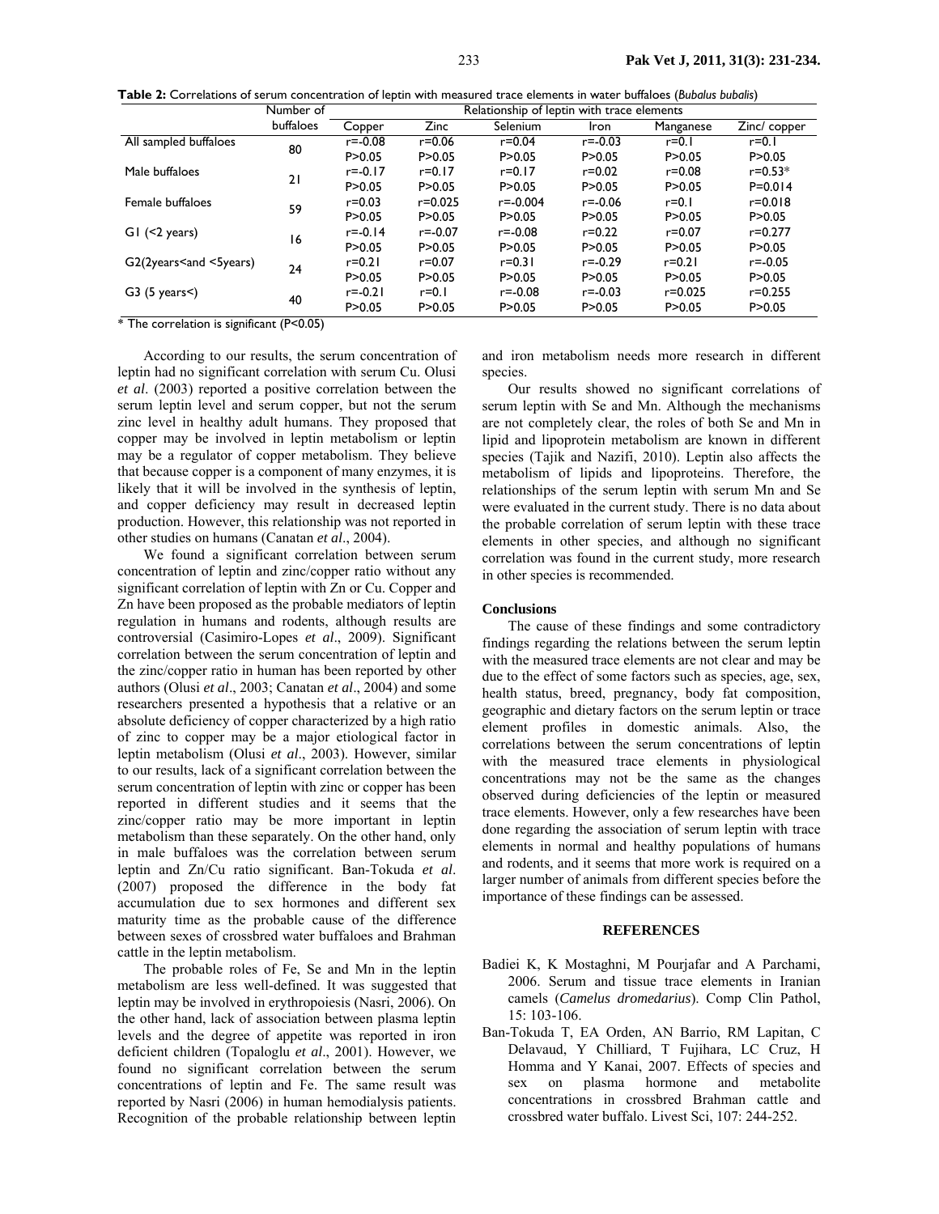**Table 2:** Correlations of serum concentration of leptin with measured trace elements in water buffaloes (*Bubalus bubalis*)

| | Number of buffaloes | Relationship of leptin with trace elements | | | | | |
|---|---|---|---|---|---|---|---|
| | | Copper | Zinc | Selenium | Iron | Manganese | Zinc/ copper |
| All sampled buffaloes | 80 | r=-0.08<br>P>0.05 | r=0.06<br>P>0.05 | r=0.04<br>P>0.05 | r=-0.03<br>P>0.05 | r=0.1<br>P>0.05 | r=0.1<br>P>0.05 |
| Male buffaloes | 21 | r=-0.17<br>P>0.05 | r=0.17<br>P>0.05 | r=0.17<br>P>0.05 | r=0.02<br>P>0.05 | r=0.08<br>P>0.05 | r=0.53*<br>P=0.014 |
| Female buffaloes | 59 | r=0.03<br>P>0.05 | r=0.025<br>P>0.05 | r=-0.004<br>P>0.05 | r=-0.06<br>P>0.05 | r=0.1<br>P>0.05 | r=0.018<br>P>0.05 |
| G1 (<2 years) | 16 | r=-0.14<br>P>0.05 | r=-0.07<br>P>0.05 | r=-0.08<br>P>0.05 | r=0.22<br>P>0.05 | r=0.07<br>P>0.05 | r=0.277<br>P>0.05 |
| G2(2years<and <5years) | 24 | r=0.21<br>P>0.05 | r=0.07<br>P>0.05 | r=0.31<br>P>0.05 | r=-0.29<br>P>0.05 | r=0.21<br>P>0.05 | r=-0.05<br>P>0.05 |
| G3 (5 years<) | 40 | r=-0.21<br>P>0.05 | r=0.1<br>P>0.05 | r=-0.08<br>P>0.05 | r=-0.03<br>P>0.05 | r=0.025<br>P>0.05 | r=0.255<br>P>0.05 |

* The correlation is significant (P<0.05)

According to our results, the serum concentration of leptin had no significant correlation with serum Cu. Olusi *et al*. (2003) reported a positive correlation between the serum leptin level and serum copper, but not the serum zinc level in healthy adult humans. They proposed that copper may be involved in leptin metabolism or leptin may be a regulator of copper metabolism. They believe that because copper is a component of many enzymes, it is likely that it will be involved in the synthesis of leptin, and copper deficiency may result in decreased leptin production. However, this relationship was not reported in other studies on humans (Canatan *et al*., 2004).

We found a significant correlation between serum concentration of leptin and zinc/copper ratio without any significant correlation of leptin with Zn or Cu. Copper and Zn have been proposed as the probable mediators of leptin regulation in humans and rodents, although results are controversial (Casimiro-Lopes *et al*., 2009). Significant correlation between the serum concentration of leptin and the zinc/copper ratio in human has been reported by other authors (Olusi *et al*., 2003; Canatan *et al*., 2004) and some researchers presented a hypothesis that a relative or an absolute deficiency of copper characterized by a high ratio of zinc to copper may be a major etiological factor in leptin metabolism (Olusi *et al*., 2003). However, similar to our results, lack of a significant correlation between the serum concentration of leptin with zinc or copper has been reported in different studies and it seems that the zinc/copper ratio may be more important in leptin metabolism than these separately. On the other hand, only in male buffaloes was the correlation between serum leptin and Zn/Cu ratio significant. Ban-Tokuda *et al*. (2007) proposed the difference in the body fat accumulation due to sex hormones and different sex maturity time as the probable cause of the difference between sexes of crossbred water buffaloes and Brahman cattle in the leptin metabolism.

The probable roles of Fe, Se and Mn in the leptin metabolism are less well-defined. It was suggested that leptin may be involved in erythropoiesis (Nasri, 2006). On the other hand, lack of association between plasma leptin levels and the degree of appetite was reported in iron deficient children (Topaloglu *et al*., 2001). However, we found no significant correlation between the serum concentrations of leptin and Fe. The same result was reported by Nasri (2006) in human hemodialysis patients. Recognition of the probable relationship between leptin and iron metabolism needs more research in different species.

Our results showed no significant correlations of serum leptin with Se and Mn. Although the mechanisms are not completely clear, the roles of both Se and Mn in lipid and lipoprotein metabolism are known in different species (Tajik and Nazifi, 2010). Leptin also affects the metabolism of lipids and lipoproteins. Therefore, the relationships of the serum leptin with serum Mn and Se were evaluated in the current study. There is no data about the probable correlation of serum leptin with these trace elements in other species, and although no significant correlation was found in the current study, more research in other species is recommended.

## Conclusions

The cause of these findings and some contradictory findings regarding the relations between the serum leptin with the measured trace elements are not clear and may be due to the effect of some factors such as species, age, sex, health status, breed, pregnancy, body fat composition, geographic and dietary factors on the serum leptin or trace element profiles in domestic animals. Also, the correlations between the serum concentrations of leptin with the measured trace elements in physiological concentrations may not be the same as the changes observed during deficiencies of the leptin or measured trace elements. However, only a few researches have been done regarding the association of serum leptin with trace elements in normal and healthy populations of humans and rodents, and it seems that more work is required on a larger number of animals from different species before the importance of these findings can be assessed.

## REFERENCES

Badiei K, K Mostaghni, M Pourjafar and A Parchami, 2006. Serum and tissue trace elements in Iranian camels (*Camelus dromedarius*). Comp Clin Pathol, 15: 103-106.

Ban-Tokuda T, EA Orden, AN Barrio, RM Lapitan, C Delavaud, Y Chilliard, T Fujihara, LC Cruz, H Homma and Y Kanai, 2007. Effects of species and sex on plasma hormone and metabolite concentrations in crossbred Brahman cattle and crossbred water buffalo. Livest Sci, 107: 244-252.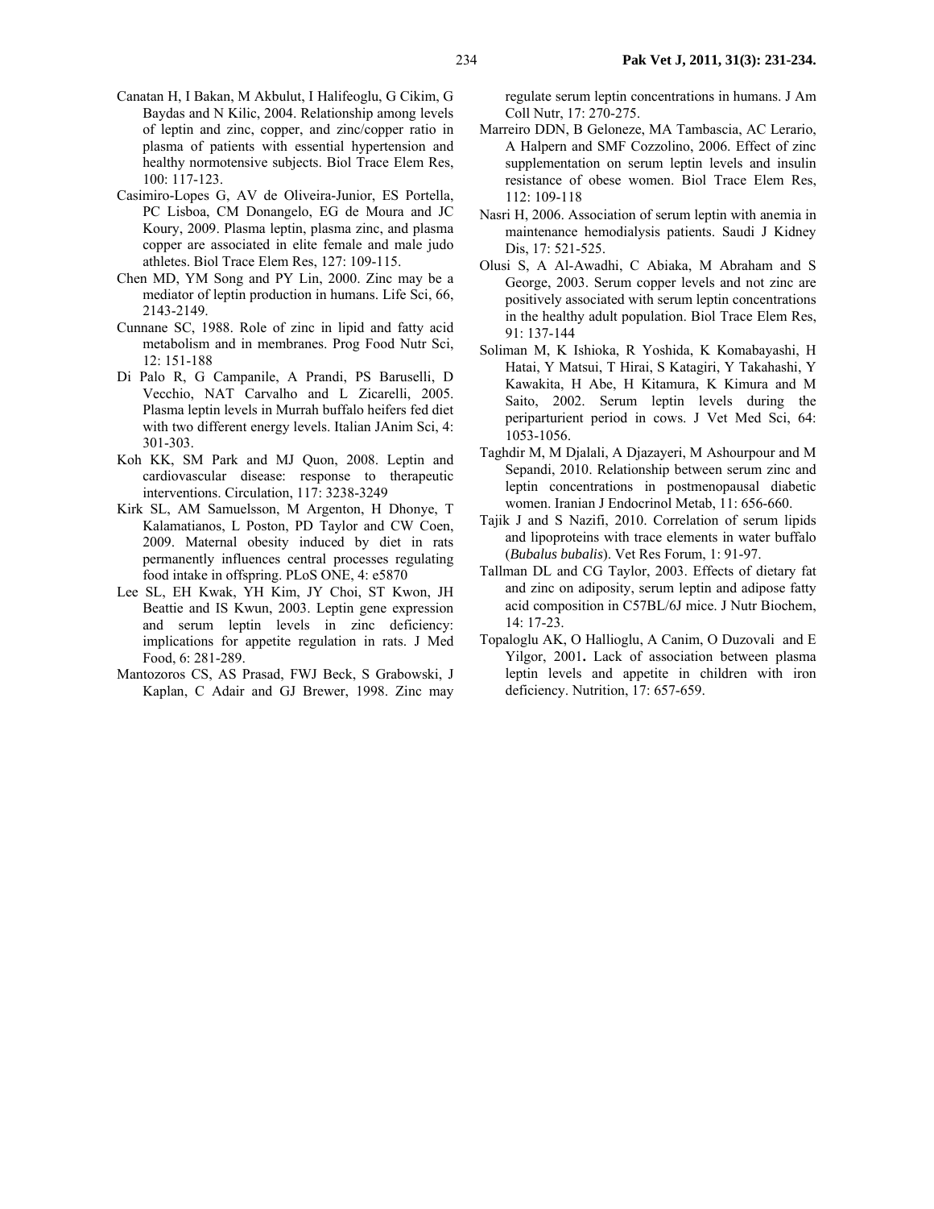Canatan H, I Bakan, M Akbulut, I Halifeoglu, G Cikim, G Baydas and N Kilic, 2004. Relationship among levels of leptin and zinc, copper, and zinc/copper ratio in plasma of patients with essential hypertension and healthy normotensive subjects. Biol Trace Elem Res, 100: 117-123.

Casimiro-Lopes G, AV de Oliveira-Junior, ES Portella, PC Lisboa, CM Donangelo, EG de Moura and JC Koury, 2009. Plasma leptin, plasma zinc, and plasma copper are associated in elite female and male judo athletes. Biol Trace Elem Res, 127: 109-115.

Chen MD, YM Song and PY Lin, 2000. Zinc may be a mediator of leptin production in humans. Life Sci, 66, 2143-2149.

Cunnane SC, 1988. Role of zinc in lipid and fatty acid metabolism and in membranes. Prog Food Nutr Sci, 12: 151-188

Di Palo R, G Campanile, A Prandi, PS Baruselli, D Vecchio, NAT Carvalho and L Zicarelli, 2005. Plasma leptin levels in Murrah buffalo heifers fed diet with two different energy levels. Italian JAnim Sci, 4: 301-303.

Koh KK, SM Park and MJ Quon, 2008. Leptin and cardiovascular disease: response to therapeutic interventions. Circulation, 117: 3238-3249

Kirk SL, AM Samuelsson, M Argenton, H Dhonye, T Kalamatianos, L Poston, PD Taylor and CW Coen, 2009. Maternal obesity induced by diet in rats permanently influences central processes regulating food intake in offspring. PLoS ONE, 4: e5870

Lee SL, EH Kwak, YH Kim, JY Choi, ST Kwon, JH Beattie and IS Kwun, 2003. Leptin gene expression and serum leptin levels in zinc deficiency: implications for appetite regulation in rats. J Med Food, 6: 281-289.

Mantozoros CS, AS Prasad, FWJ Beck, S Grabowski, J Kaplan, C Adair and GJ Brewer, 1998. Zinc may regulate serum leptin concentrations in humans. J Am Coll Nutr, 17: 270-275.

Marreiro DDN, B Geloneze, MA Tambascia, AC Lerario, A Halpern and SMF Cozzolino, 2006. Effect of zinc supplementation on serum leptin levels and insulin resistance of obese women. Biol Trace Elem Res, 112: 109-118

Nasri H, 2006. Association of serum leptin with anemia in maintenance hemodialysis patients. Saudi J Kidney Dis, 17: 521-525.

Olusi S, A Al-Awadhi, C Abiaka, M Abraham and S George, 2003. Serum copper levels and not zinc are positively associated with serum leptin concentrations in the healthy adult population. Biol Trace Elem Res, 91: 137-144

Soliman M, K Ishioka, R Yoshida, K Komabayashi, H Hatai, Y Matsui, T Hirai, S Katagiri, Y Takahashi, Y Kawakita, H Abe, H Kitamura, K Kimura and M Saito, 2002. Serum leptin levels during the periparturient period in cows. J Vet Med Sci, 64: 1053-1056.

Taghdir M, M Djalali, A Djazayeri, M Ashourpour and M Sepandi, 2010. Relationship between serum zinc and leptin concentrations in postmenopausal diabetic women. Iranian J Endocrinol Metab, 11: 656-660.

Tajik J and S Nazifi, 2010. Correlation of serum lipids and lipoproteins with trace elements in water buffalo (*Bubalus bubalis*). Vet Res Forum, 1: 91-97.

Tallman DL and CG Taylor, 2003. Effects of dietary fat and zinc on adiposity, serum leptin and adipose fatty acid composition in C57BL/6J mice. J Nutr Biochem, 14: 17-23.

Topaloglu AK, O Hallioglu, A Canim, O Duzovali and E Yilgor, 2001. Lack of association between plasma leptin levels and appetite in children with iron deficiency. Nutrition, 17: 657-659.